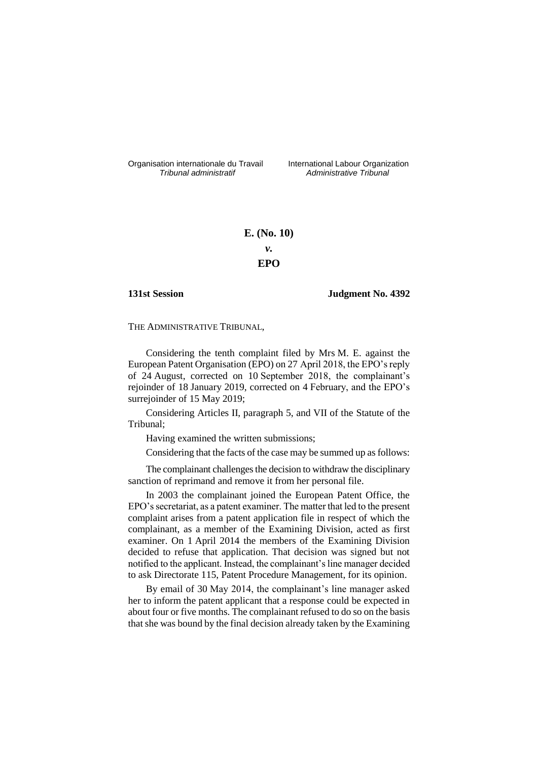Organisation internationale du Travail
*Tribunal administratif*

International Labour Organization
*Administrative Tribunal*

**E. (No. 10)**

***v.***

**EPO**

**131st Session**

**Judgment No. 4392**

THE ADMINISTRATIVE TRIBUNAL,

Considering the tenth complaint filed by Mrs M. E. against the European Patent Organisation (EPO) on 27 April 2018, the EPO's reply of 24 August, corrected on 10 September 2018, the complainant's rejoinder of 18 January 2019, corrected on 4 February, and the EPO's surrejoinder of 15 May 2019;

Considering Articles II, paragraph 5, and VII of the Statute of the Tribunal;

Having examined the written submissions;

Considering that the facts of the case may be summed up as follows:

The complainant challenges the decision to withdraw the disciplinary sanction of reprimand and remove it from her personal file.

In 2003 the complainant joined the European Patent Office, the EPO's secretariat, as a patent examiner. The matter that led to the present complaint arises from a patent application file in respect of which the complainant, as a member of the Examining Division, acted as first examiner. On 1 April 2014 the members of the Examining Division decided to refuse that application. That decision was signed but not notified to the applicant. Instead, the complainant's line manager decided to ask Directorate 115, Patent Procedure Management, for its opinion.

By email of 30 May 2014, the complainant's line manager asked her to inform the patent applicant that a response could be expected in about four or five months. The complainant refused to do so on the basis that she was bound by the final decision already taken by the Examining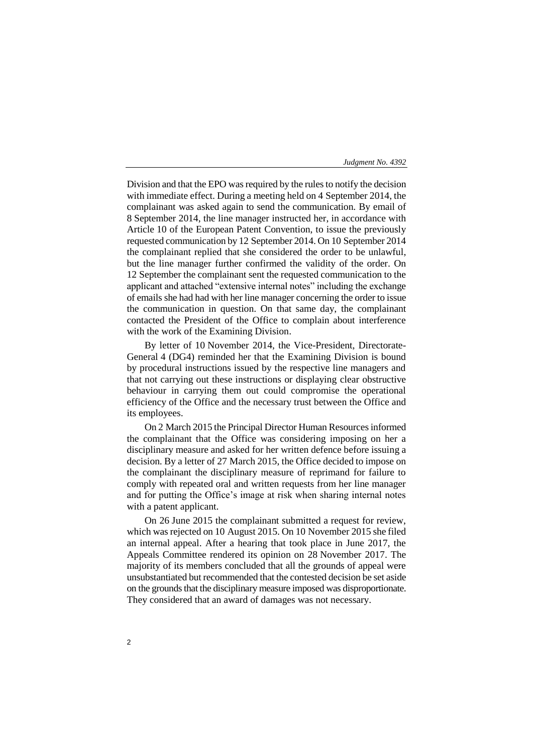Division and that the EPO was required by the rules to notify the decision with immediate effect. During a meeting held on 4 September 2014, the complainant was asked again to send the communication. By email of 8 September 2014, the line manager instructed her, in accordance with Article 10 of the European Patent Convention, to issue the previously requested communication by 12 September 2014. On 10 September 2014 the complainant replied that she considered the order to be unlawful, but the line manager further confirmed the validity of the order. On 12 September the complainant sent the requested communication to the applicant and attached "extensive internal notes" including the exchange of emails she had had with her line manager concerning the order to issue the communication in question. On that same day, the complainant contacted the President of the Office to complain about interference with the work of the Examining Division.

By letter of 10 November 2014, the Vice-President, Directorate-General 4 (DG4) reminded her that the Examining Division is bound by procedural instructions issued by the respective line managers and that not carrying out these instructions or displaying clear obstructive behaviour in carrying them out could compromise the operational efficiency of the Office and the necessary trust between the Office and its employees.

On 2 March 2015 the Principal Director Human Resources informed the complainant that the Office was considering imposing on her a disciplinary measure and asked for her written defence before issuing a decision. By a letter of 27 March 2015, the Office decided to impose on the complainant the disciplinary measure of reprimand for failure to comply with repeated oral and written requests from her line manager and for putting the Office's image at risk when sharing internal notes with a patent applicant.

On 26 June 2015 the complainant submitted a request for review, which was rejected on 10 August 2015. On 10 November 2015 she filed an internal appeal. After a hearing that took place in June 2017, the Appeals Committee rendered its opinion on 28 November 2017. The majority of its members concluded that all the grounds of appeal were unsubstantiated but recommended that the contested decision be set aside on the grounds that the disciplinary measure imposed was disproportionate. They considered that an award of damages was not necessary.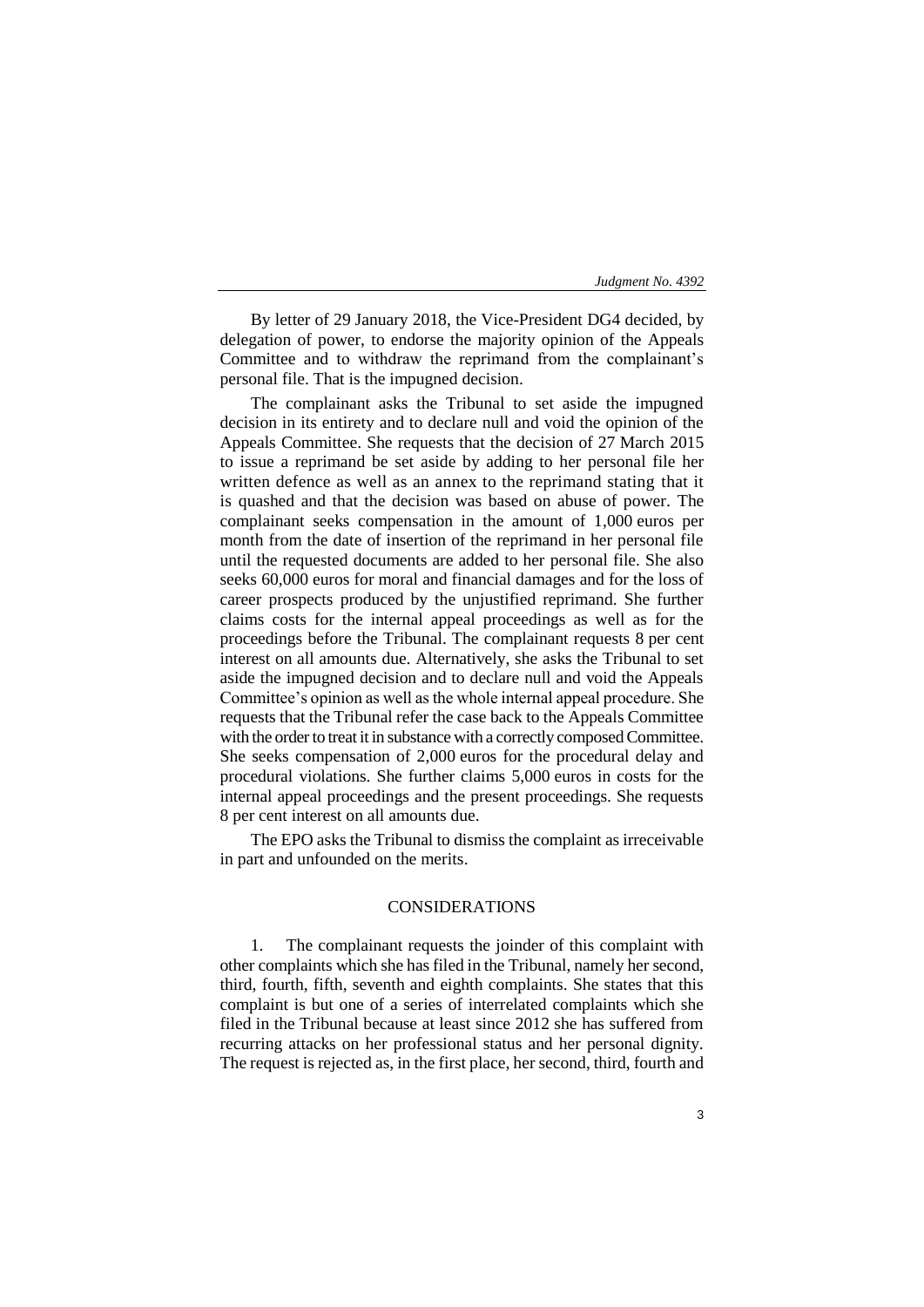By letter of 29 January 2018, the Vice-President DG4 decided, by delegation of power, to endorse the majority opinion of the Appeals Committee and to withdraw the reprimand from the complainant's personal file. That is the impugned decision.

The complainant asks the Tribunal to set aside the impugned decision in its entirety and to declare null and void the opinion of the Appeals Committee. She requests that the decision of 27 March 2015 to issue a reprimand be set aside by adding to her personal file her written defence as well as an annex to the reprimand stating that it is quashed and that the decision was based on abuse of power. The complainant seeks compensation in the amount of 1,000 euros per month from the date of insertion of the reprimand in her personal file until the requested documents are added to her personal file. She also seeks 60,000 euros for moral and financial damages and for the loss of career prospects produced by the unjustified reprimand. She further claims costs for the internal appeal proceedings as well as for the proceedings before the Tribunal. The complainant requests 8 per cent interest on all amounts due. Alternatively, she asks the Tribunal to set aside the impugned decision and to declare null and void the Appeals Committee's opinion as well as the whole internal appeal procedure. She requests that the Tribunal refer the case back to the Appeals Committee with the order to treat it in substance with a correctly composed Committee. She seeks compensation of 2,000 euros for the procedural delay and procedural violations. She further claims 5,000 euros in costs for the internal appeal proceedings and the present proceedings. She requests 8 per cent interest on all amounts due.

The EPO asks the Tribunal to dismiss the complaint as irreceivable in part and unfounded on the merits.

## CONSIDERATIONS

1. The complainant requests the joinder of this complaint with other complaints which she has filed in the Tribunal, namely her second, third, fourth, fifth, seventh and eighth complaints. She states that this complaint is but one of a series of interrelated complaints which she filed in the Tribunal because at least since 2012 she has suffered from recurring attacks on her professional status and her personal dignity. The request is rejected as, in the first place, her second, third, fourth and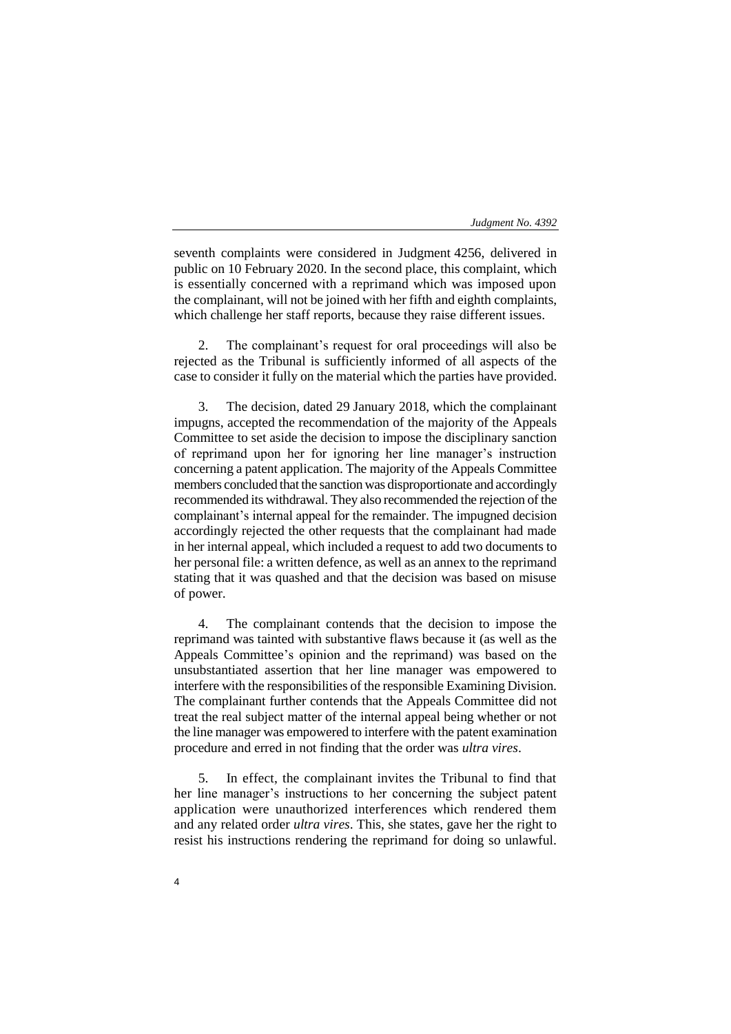seventh complaints were considered in Judgment 4256, delivered in public on 10 February 2020. In the second place, this complaint, which is essentially concerned with a reprimand which was imposed upon the complainant, will not be joined with her fifth and eighth complaints, which challenge her staff reports, because they raise different issues.

2. The complainant's request for oral proceedings will also be rejected as the Tribunal is sufficiently informed of all aspects of the case to consider it fully on the material which the parties have provided.

3. The decision, dated 29 January 2018, which the complainant impugns, accepted the recommendation of the majority of the Appeals Committee to set aside the decision to impose the disciplinary sanction of reprimand upon her for ignoring her line manager's instruction concerning a patent application. The majority of the Appeals Committee members concluded that the sanction was disproportionate and accordingly recommended its withdrawal. They also recommended the rejection of the complainant's internal appeal for the remainder. The impugned decision accordingly rejected the other requests that the complainant had made in her internal appeal, which included a request to add two documents to her personal file: a written defence, as well as an annex to the reprimand stating that it was quashed and that the decision was based on misuse of power.

4. The complainant contends that the decision to impose the reprimand was tainted with substantive flaws because it (as well as the Appeals Committee's opinion and the reprimand) was based on the unsubstantiated assertion that her line manager was empowered to interfere with the responsibilities of the responsible Examining Division. The complainant further contends that the Appeals Committee did not treat the real subject matter of the internal appeal being whether or not the line manager was empowered to interfere with the patent examination procedure and erred in not finding that the order was *ultra vires*.

5. In effect, the complainant invites the Tribunal to find that her line manager's instructions to her concerning the subject patent application were unauthorized interferences which rendered them and any related order *ultra vires*. This, she states, gave her the right to resist his instructions rendering the reprimand for doing so unlawful.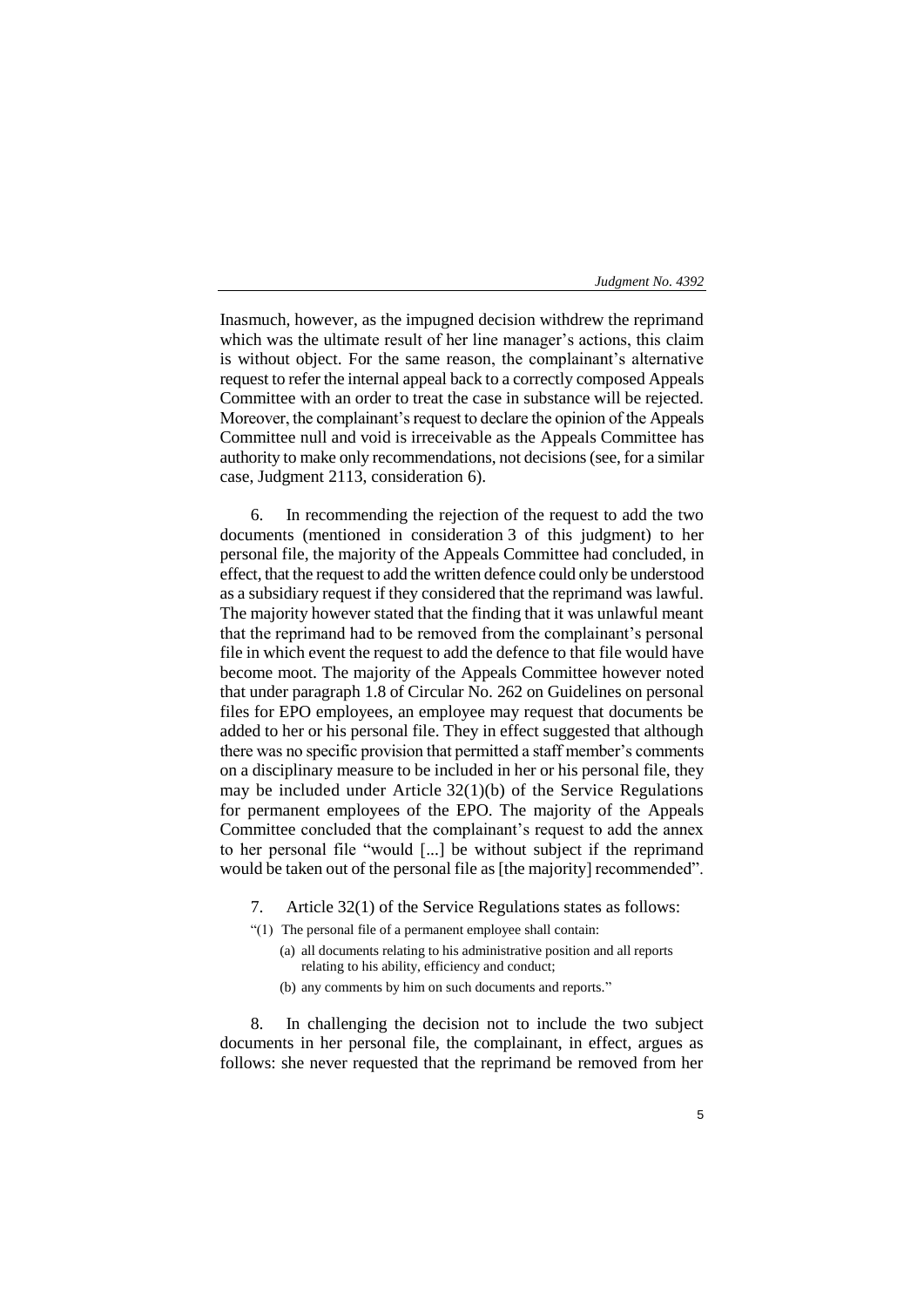Inasmuch, however, as the impugned decision withdrew the reprimand which was the ultimate result of her line manager's actions, this claim is without object. For the same reason, the complainant's alternative request to refer the internal appeal back to a correctly composed Appeals Committee with an order to treat the case in substance will be rejected. Moreover, the complainant's request to declare the opinion of the Appeals Committee null and void is irreceivable as the Appeals Committee has authority to make only recommendations, not decisions (see, for a similar case, Judgment 2113, consideration 6).

6. In recommending the rejection of the request to add the two documents (mentioned in consideration 3 of this judgment) to her personal file, the majority of the Appeals Committee had concluded, in effect, that the request to add the written defence could only be understood as a subsidiary request if they considered that the reprimand was lawful. The majority however stated that the finding that it was unlawful meant that the reprimand had to be removed from the complainant's personal file in which event the request to add the defence to that file would have become moot. The majority of the Appeals Committee however noted that under paragraph 1.8 of Circular No. 262 on Guidelines on personal files for EPO employees, an employee may request that documents be added to her or his personal file. They in effect suggested that although there was no specific provision that permitted a staff member's comments on a disciplinary measure to be included in her or his personal file, they may be included under Article 32(1)(b) of the Service Regulations for permanent employees of the EPO. The majority of the Appeals Committee concluded that the complainant's request to add the annex to her personal file "would [...] be without subject if the reprimand would be taken out of the personal file as [the majority] recommended".

7. Article 32(1) of the Service Regulations states as follows:

"(1) The personal file of a permanent employee shall contain:

(a) all documents relating to his administrative position and all reports relating to his ability, efficiency and conduct;

(b) any comments by him on such documents and reports."

8. In challenging the decision not to include the two subject documents in her personal file, the complainant, in effect, argues as follows: she never requested that the reprimand be removed from her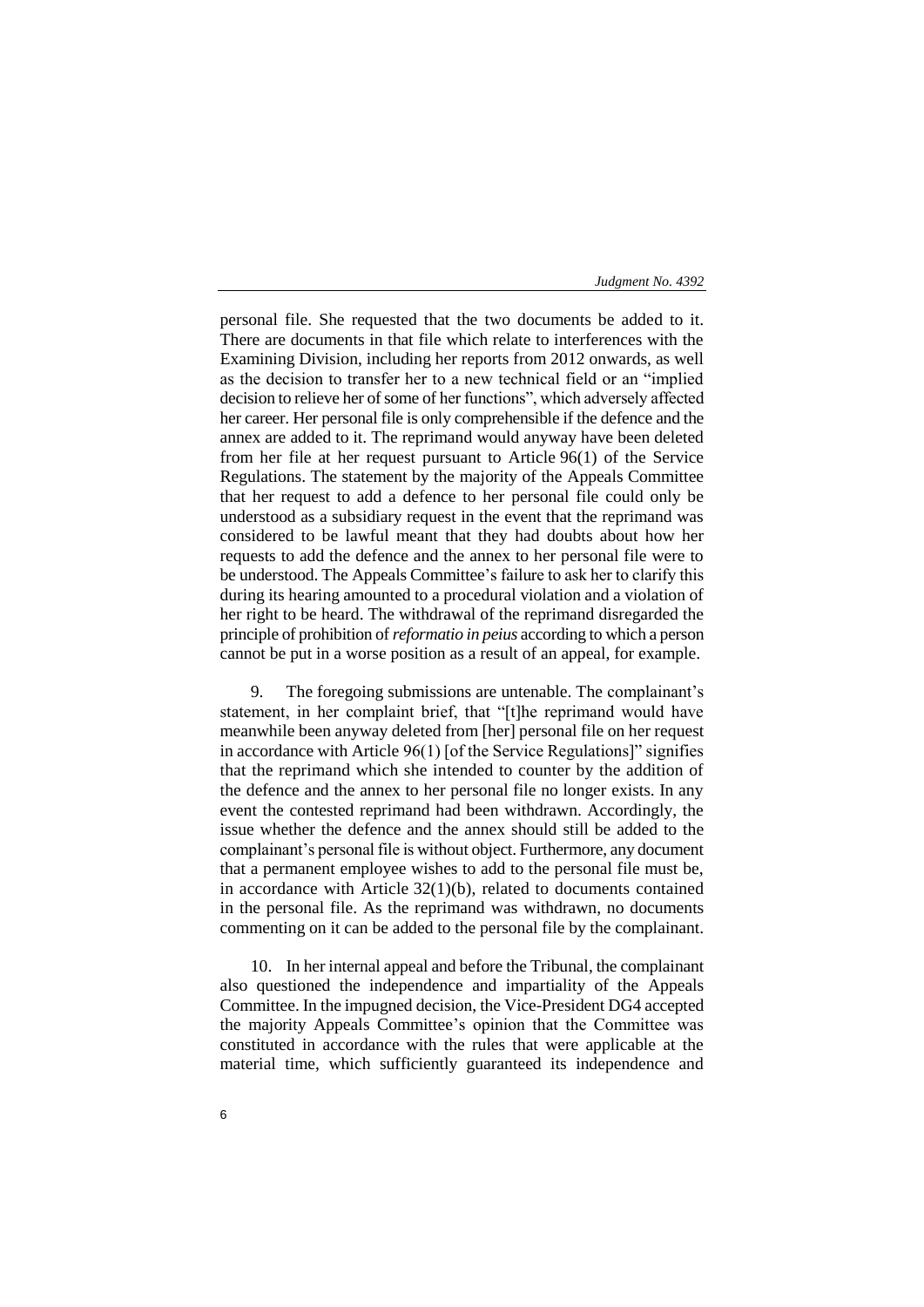personal file. She requested that the two documents be added to it. There are documents in that file which relate to interferences with the Examining Division, including her reports from 2012 onwards, as well as the decision to transfer her to a new technical field or an "implied decision to relieve her of some of her functions", which adversely affected her career. Her personal file is only comprehensible if the defence and the annex are added to it. The reprimand would anyway have been deleted from her file at her request pursuant to Article 96(1) of the Service Regulations. The statement by the majority of the Appeals Committee that her request to add a defence to her personal file could only be understood as a subsidiary request in the event that the reprimand was considered to be lawful meant that they had doubts about how her requests to add the defence and the annex to her personal file were to be understood. The Appeals Committee's failure to ask her to clarify this during its hearing amounted to a procedural violation and a violation of her right to be heard. The withdrawal of the reprimand disregarded the principle of prohibition of *reformatio in peius* according to which a person cannot be put in a worse position as a result of an appeal, for example.

9. The foregoing submissions are untenable. The complainant's statement, in her complaint brief, that "[t]he reprimand would have meanwhile been anyway deleted from [her] personal file on her request in accordance with Article 96(1) [of the Service Regulations]" signifies that the reprimand which she intended to counter by the addition of the defence and the annex to her personal file no longer exists. In any event the contested reprimand had been withdrawn. Accordingly, the issue whether the defence and the annex should still be added to the complainant's personal file is without object. Furthermore, any document that a permanent employee wishes to add to the personal file must be, in accordance with Article 32(1)(b), related to documents contained in the personal file. As the reprimand was withdrawn, no documents commenting on it can be added to the personal file by the complainant.

10. In her internal appeal and before the Tribunal, the complainant also questioned the independence and impartiality of the Appeals Committee. In the impugned decision, the Vice-President DG4 accepted the majority Appeals Committee's opinion that the Committee was constituted in accordance with the rules that were applicable at the material time, which sufficiently guaranteed its independence and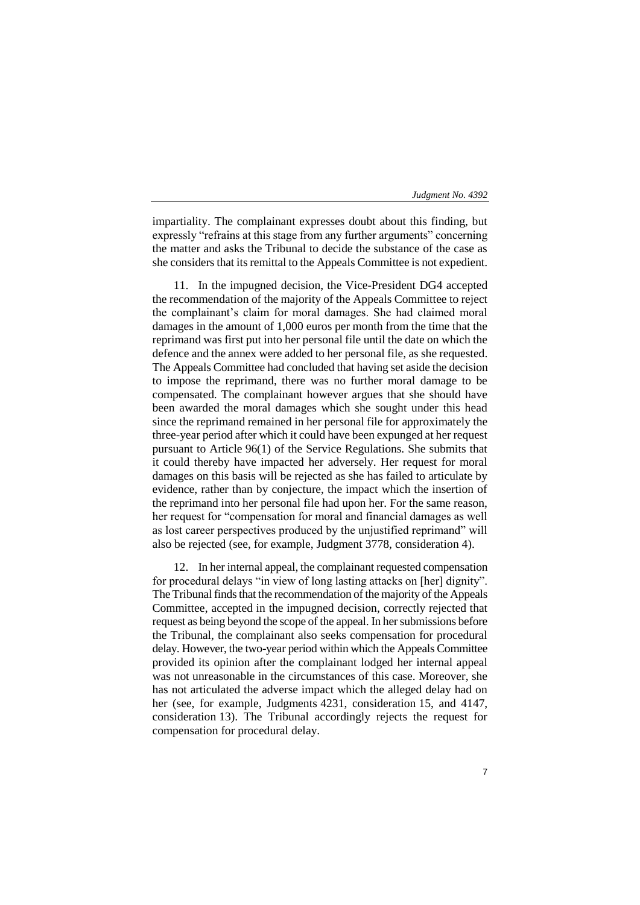impartiality. The complainant expresses doubt about this finding, but expressly "refrains at this stage from any further arguments" concerning the matter and asks the Tribunal to decide the substance of the case as she considers that its remittal to the Appeals Committee is not expedient.

11. In the impugned decision, the Vice-President DG4 accepted the recommendation of the majority of the Appeals Committee to reject the complainant's claim for moral damages. She had claimed moral damages in the amount of 1,000 euros per month from the time that the reprimand was first put into her personal file until the date on which the defence and the annex were added to her personal file, as she requested. The Appeals Committee had concluded that having set aside the decision to impose the reprimand, there was no further moral damage to be compensated. The complainant however argues that she should have been awarded the moral damages which she sought under this head since the reprimand remained in her personal file for approximately the three-year period after which it could have been expunged at her request pursuant to Article 96(1) of the Service Regulations. She submits that it could thereby have impacted her adversely. Her request for moral damages on this basis will be rejected as she has failed to articulate by evidence, rather than by conjecture, the impact which the insertion of the reprimand into her personal file had upon her. For the same reason, her request for "compensation for moral and financial damages as well as lost career perspectives produced by the unjustified reprimand" will also be rejected (see, for example, Judgment 3778, consideration 4).

12. In her internal appeal, the complainant requested compensation for procedural delays "in view of long lasting attacks on [her] dignity". The Tribunal finds that the recommendation of the majority of the Appeals Committee, accepted in the impugned decision, correctly rejected that request as being beyond the scope of the appeal. In her submissions before the Tribunal, the complainant also seeks compensation for procedural delay. However, the two-year period within which the Appeals Committee provided its opinion after the complainant lodged her internal appeal was not unreasonable in the circumstances of this case. Moreover, she has not articulated the adverse impact which the alleged delay had on her (see, for example, Judgments 4231, consideration 15, and 4147, consideration 13). The Tribunal accordingly rejects the request for compensation for procedural delay.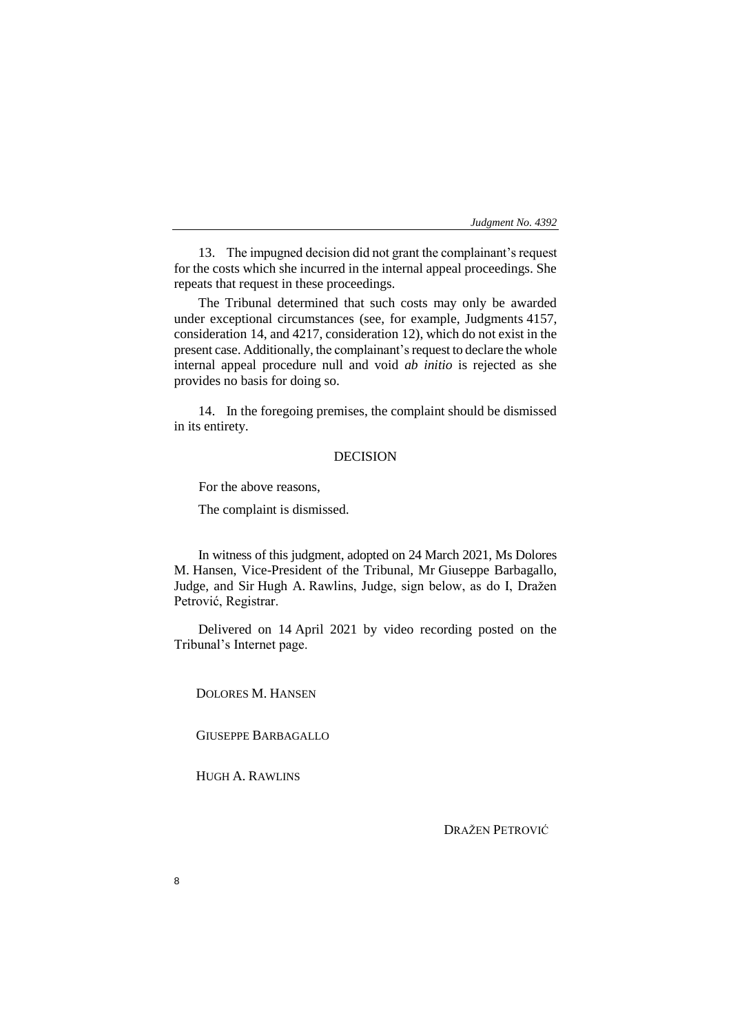13. The impugned decision did not grant the complainant's request for the costs which she incurred in the internal appeal proceedings. She repeats that request in these proceedings.

The Tribunal determined that such costs may only be awarded under exceptional circumstances (see, for example, Judgments 4157, consideration 14, and 4217, consideration 12), which do not exist in the present case. Additionally, the complainant's request to declare the whole internal appeal procedure null and void *ab initio* is rejected as she provides no basis for doing so.

14. In the foregoing premises, the complaint should be dismissed in its entirety.

## DECISION

For the above reasons,

The complaint is dismissed.

In witness of this judgment, adopted on 24 March 2021, Ms Dolores M. Hansen, Vice-President of the Tribunal, Mr Giuseppe Barbagallo, Judge, and Sir Hugh A. Rawlins, Judge, sign below, as do I, Dražen Petrović, Registrar.

Delivered on 14 April 2021 by video recording posted on the Tribunal's Internet page.

DOLORES M. HANSEN

GIUSEPPE BARBAGALLO

HUGH A. RAWLINS

DRAŽEN PETROVIĆ